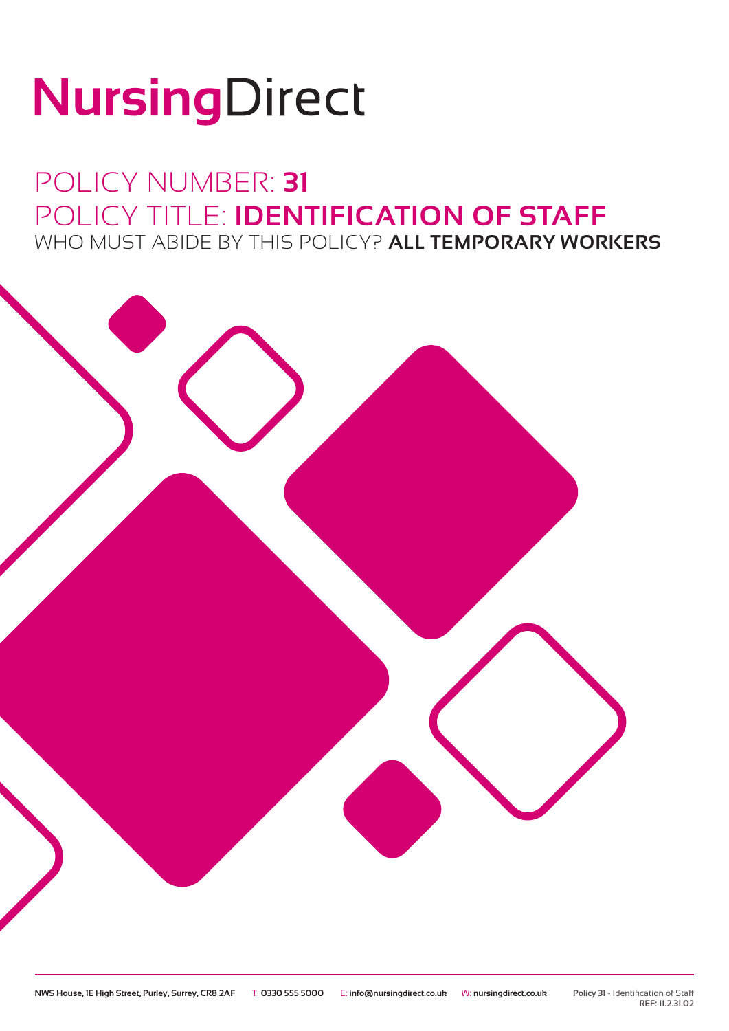# NursingDirect

## POLICY NUMBER: **31**

## POLICY TITLE: **IDENTIFICATION OF STAFF**

WHO MUST ABIDE BY THIS POLICY? **ALL TEMPORARY WORKERS**

**NWS House, 1E High Street, Purley, Surrey, CR8 2AF** T: **0330 555 5000** E: **info@nursingdirect.co.uk** W: **nursingdirect.co.uk**

**Policy 31** - Identification of Staff
**REF: 11.2.31.02**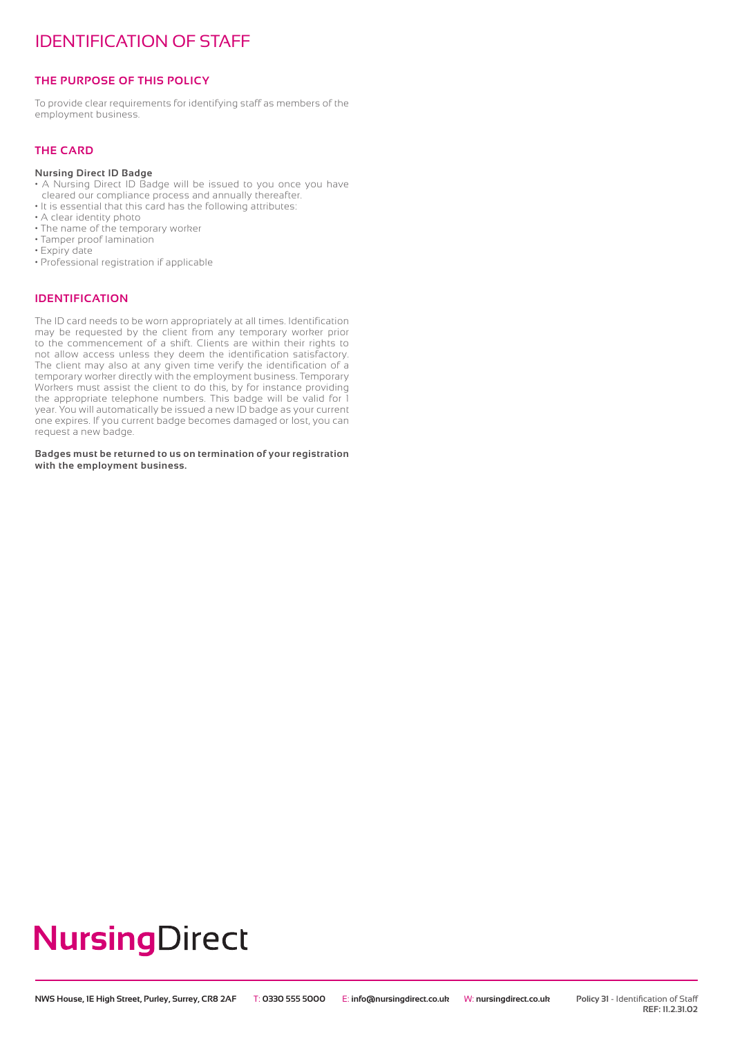# IDENTIFICATION OF STAFF

## THE PURPOSE OF THIS POLICY

To provide clear requirements for identifying staff as members of the employment business.

## THE CARD

**Nursing Direct ID Badge**

- A Nursing Direct ID Badge will be issued to you once you have cleared our compliance process and annually thereafter.
- It is essential that this card has the following attributes:
- A clear identity photo
- The name of the temporary worker
- Tamper proof lamination
- Expiry date
- Professional registration if applicable

## IDENTIFICATION

The ID card needs to be worn appropriately at all times. Identification may be requested by the client from any temporary worker prior to the commencement of a shift. Clients are within their rights to not allow access unless they deem the identification satisfactory. The client may also at any given time verify the identification of a temporary worker directly with the employment business. Temporary Workers must assist the client to do this, by for instance providing the appropriate telephone numbers. This badge will be valid for 1 year. You will automatically be issued a new ID badge as your current one expires. If you current badge becomes damaged or lost, you can request a new badge.

**Badges must be returned to us on termination of your registration with the employment business.**

NursingDirect

NWS House, 1E High Street, Purley, Surrey, CR8 2AF T: 0330 555 5000 E: info@nursingdirect.co.uk W: nursingdirect.co.uk

Policy 31 - Identification of Staff
REF: 11.2.31.02